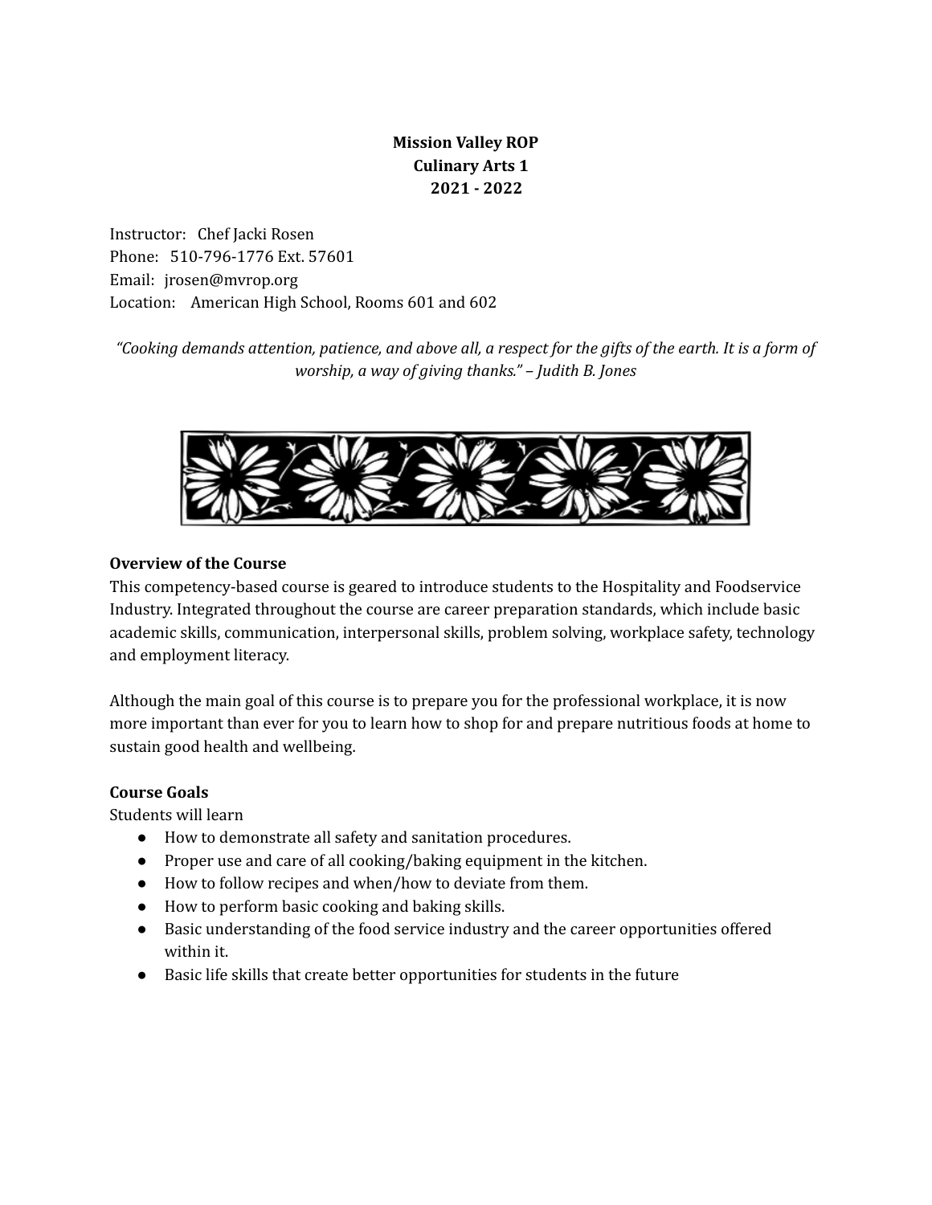**Mission Valley ROP**
**Culinary Arts 1**
**2021 - 2022**

Instructor: Chef Jacki Rosen
Phone: 510-796-1776 Ext. 57601
Email: jrosen@mvrop.org
Location: American High School, Rooms 601 and 602

*"Cooking demands attention, patience, and above all, a respect for the gifts of the earth. It is a form of worship, a way of giving thanks." – Judith B. Jones*

### Overview of the Course

This competency-based course is geared to introduce students to the Hospitality and Foodservice Industry. Integrated throughout the course are career preparation standards, which include basic academic skills, communication, interpersonal skills, problem solving, workplace safety, technology and employment literacy.

Although the main goal of this course is to prepare you for the professional workplace, it is now more important than ever for you to learn how to shop for and prepare nutritious foods at home to sustain good health and wellbeing.

### Course Goals

Students will learn

- How to demonstrate all safety and sanitation procedures.
- Proper use and care of all cooking/baking equipment in the kitchen.
- How to follow recipes and when/how to deviate from them.
- How to perform basic cooking and baking skills.
- Basic understanding of the food service industry and the career opportunities offered within it.
- Basic life skills that create better opportunities for students in the future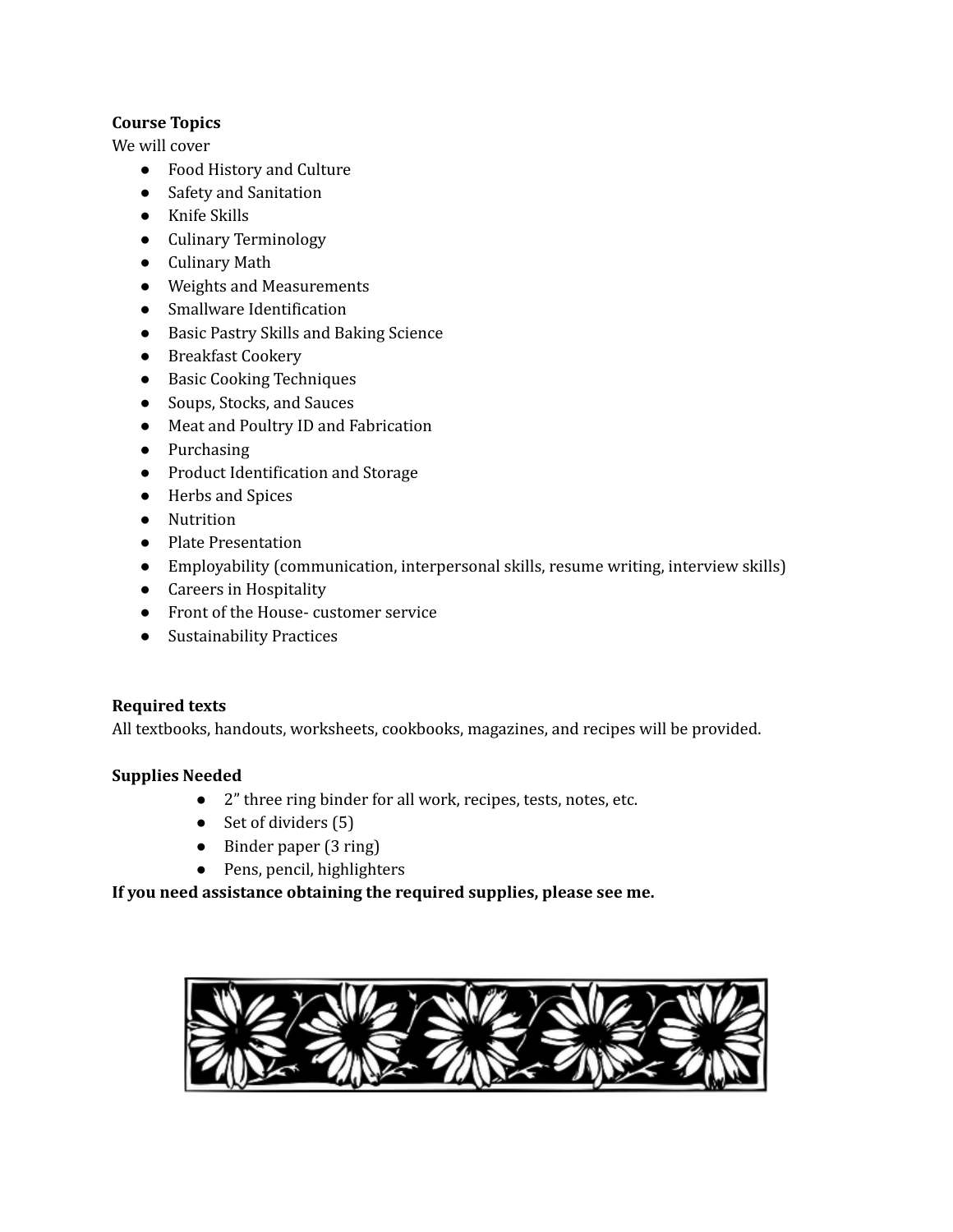**Course Topics**

We will cover

- Food History and Culture
- Safety and Sanitation
- Knife Skills
- Culinary Terminology
- Culinary Math
- Weights and Measurements
- Smallware Identification
- Basic Pastry Skills and Baking Science
- Breakfast Cookery
- Basic Cooking Techniques
- Soups, Stocks, and Sauces
- Meat and Poultry ID and Fabrication
- Purchasing
- Product Identification and Storage
- Herbs and Spices
- Nutrition
- Plate Presentation
- Employability (communication, interpersonal skills, resume writing, interview skills)
- Careers in Hospitality
- Front of the House- customer service
- Sustainability Practices

**Required texts**

All textbooks, handouts, worksheets, cookbooks, magazines, and recipes will be provided.

**Supplies Needed**

- 2" three ring binder for all work, recipes, tests, notes, etc.
- Set of dividers (5)
- Binder paper (3 ring)
- Pens, pencil, highlighters

**If you need assistance obtaining the required supplies, please see me.**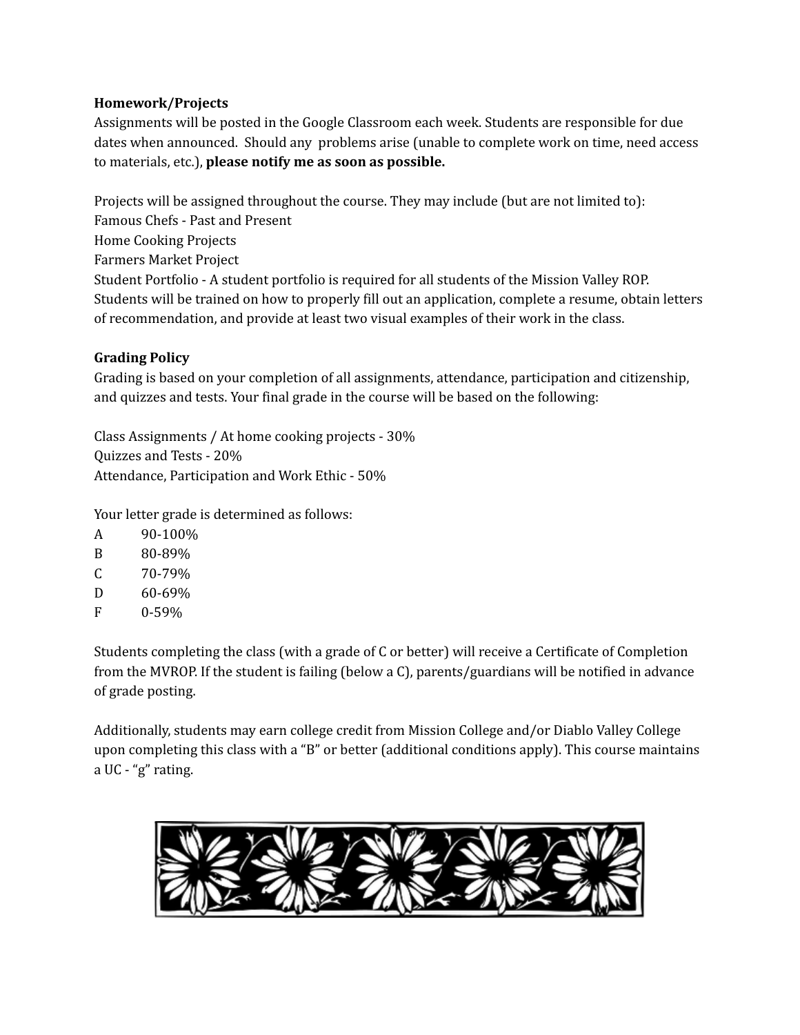**Homework/Projects**

Assignments will be posted in the Google Classroom each week. Students are responsible for due dates when announced. Should any problems arise (unable to complete work on time, need access to materials, etc.), **please notify me as soon as possible.**

Projects will be assigned throughout the course. They may include (but are not limited to):
Famous Chefs - Past and Present
Home Cooking Projects
Farmers Market Project
Student Portfolio - A student portfolio is required for all students of the Mission Valley ROP. Students will be trained on how to properly fill out an application, complete a resume, obtain letters of recommendation, and provide at least two visual examples of their work in the class.

**Grading Policy**

Grading is based on your completion of all assignments, attendance, participation and citizenship, and quizzes and tests. Your final grade in the course will be based on the following:

Class Assignments / At home cooking projects - 30%
Quizzes and Tests - 20%
Attendance, Participation and Work Ethic - 50%

Your letter grade is determined as follows:

| | |
|---|---|
| A | 90-100% |
| B | 80-89% |
| C | 70-79% |
| D | 60-69% |
| F | 0-59% |

Students completing the class (with a grade of C or better) will receive a Certificate of Completion from the MVROP. If the student is failing (below a C), parents/guardians will be notified in advance of grade posting.

Additionally, students may earn college credit from Mission College and/or Diablo Valley College upon completing this class with a "B" or better (additional conditions apply). This course maintains a UC - "g" rating.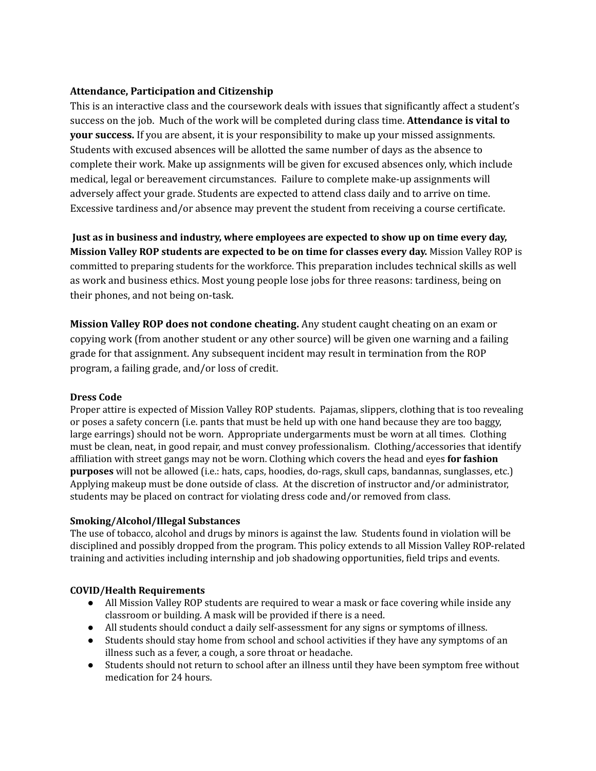**Attendance, Participation and Citizenship**

This is an interactive class and the coursework deals with issues that significantly affect a student's success on the job. Much of the work will be completed during class time. **Attendance is vital to your success.** If you are absent, it is your responsibility to make up your missed assignments. Students with excused absences will be allotted the same number of days as the absence to complete their work. Make up assignments will be given for excused absences only, which include medical, legal or bereavement circumstances. Failure to complete make-up assignments will adversely affect your grade. Students are expected to attend class daily and to arrive on time. Excessive tardiness and/or absence may prevent the student from receiving a course certificate.

**Just as in business and industry, where employees are expected to show up on time every day, Mission Valley ROP students are expected to be on time for classes every day.** Mission Valley ROP is committed to preparing students for the workforce. This preparation includes technical skills as well as work and business ethics. Most young people lose jobs for three reasons: tardiness, being on their phones, and not being on-task.

**Mission Valley ROP does not condone cheating.** Any student caught cheating on an exam or copying work (from another student or any other source) will be given one warning and a failing grade for that assignment. Any subsequent incident may result in termination from the ROP program, a failing grade, and/or loss of credit.

**Dress Code**

Proper attire is expected of Mission Valley ROP students. Pajamas, slippers, clothing that is too revealing or poses a safety concern (i.e. pants that must be held up with one hand because they are too baggy, large earrings) should not be worn. Appropriate undergarments must be worn at all times. Clothing must be clean, neat, in good repair, and must convey professionalism. Clothing/accessories that identify affiliation with street gangs may not be worn. Clothing which covers the head and eyes **for fashion purposes** will not be allowed (i.e.: hats, caps, hoodies, do-rags, skull caps, bandannas, sunglasses, etc.) Applying makeup must be done outside of class. At the discretion of instructor and/or administrator, students may be placed on contract for violating dress code and/or removed from class.

**Smoking/Alcohol/Illegal Substances**

The use of tobacco, alcohol and drugs by minors is against the law. Students found in violation will be disciplined and possibly dropped from the program. This policy extends to all Mission Valley ROP-related training and activities including internship and job shadowing opportunities, field trips and events.

**COVID/Health Requirements**

- All Mission Valley ROP students are required to wear a mask or face covering while inside any classroom or building. A mask will be provided if there is a need.
- All students should conduct a daily self-assessment for any signs or symptoms of illness.
- Students should stay home from school and school activities if they have any symptoms of an illness such as a fever, a cough, a sore throat or headache.
- Students should not return to school after an illness until they have been symptom free without medication for 24 hours.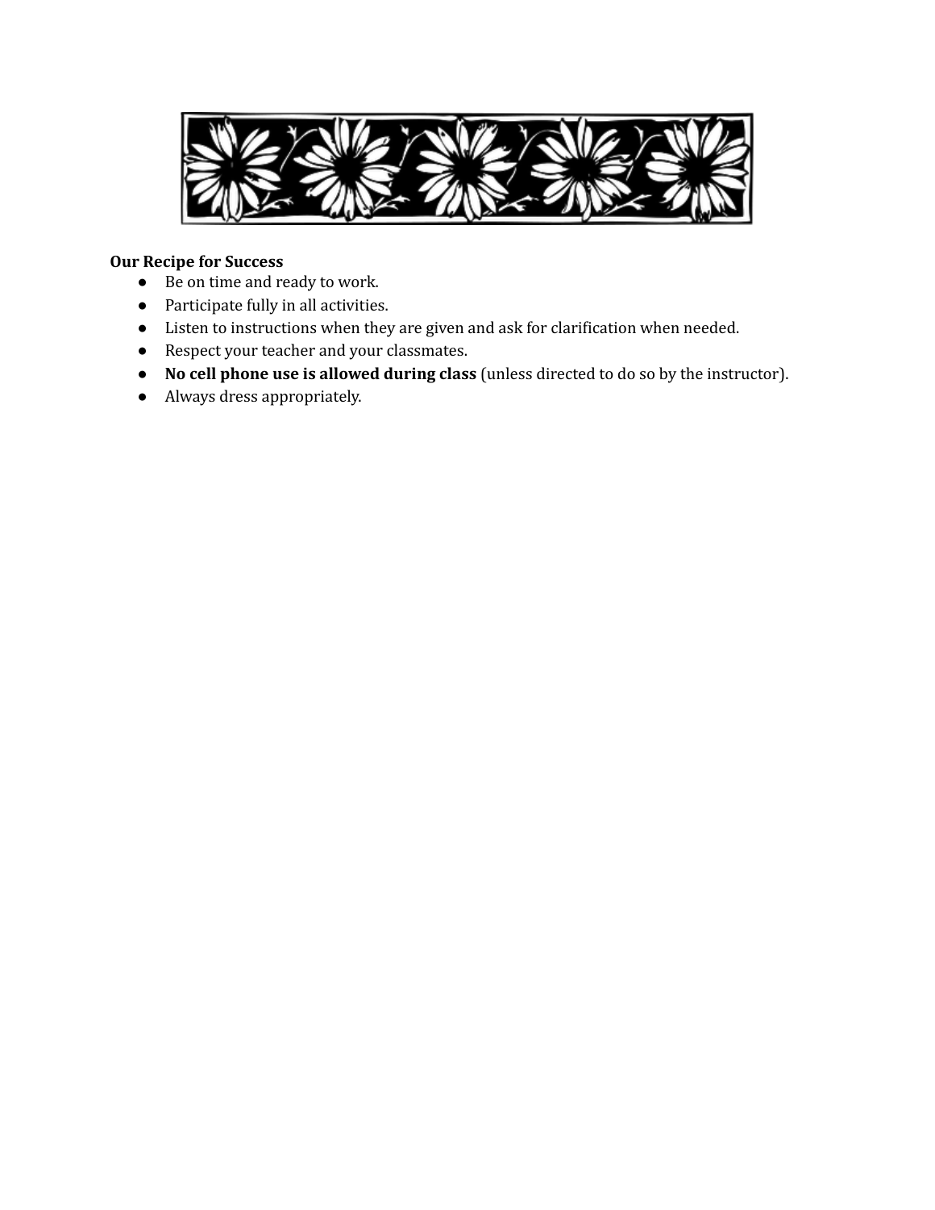**Our Recipe for Success**

- Be on time and ready to work.
- Participate fully in all activities.
- Listen to instructions when they are given and ask for clarification when needed.
- Respect your teacher and your classmates.
- **No cell phone use is allowed during class** (unless directed to do so by the instructor).
- Always dress appropriately.